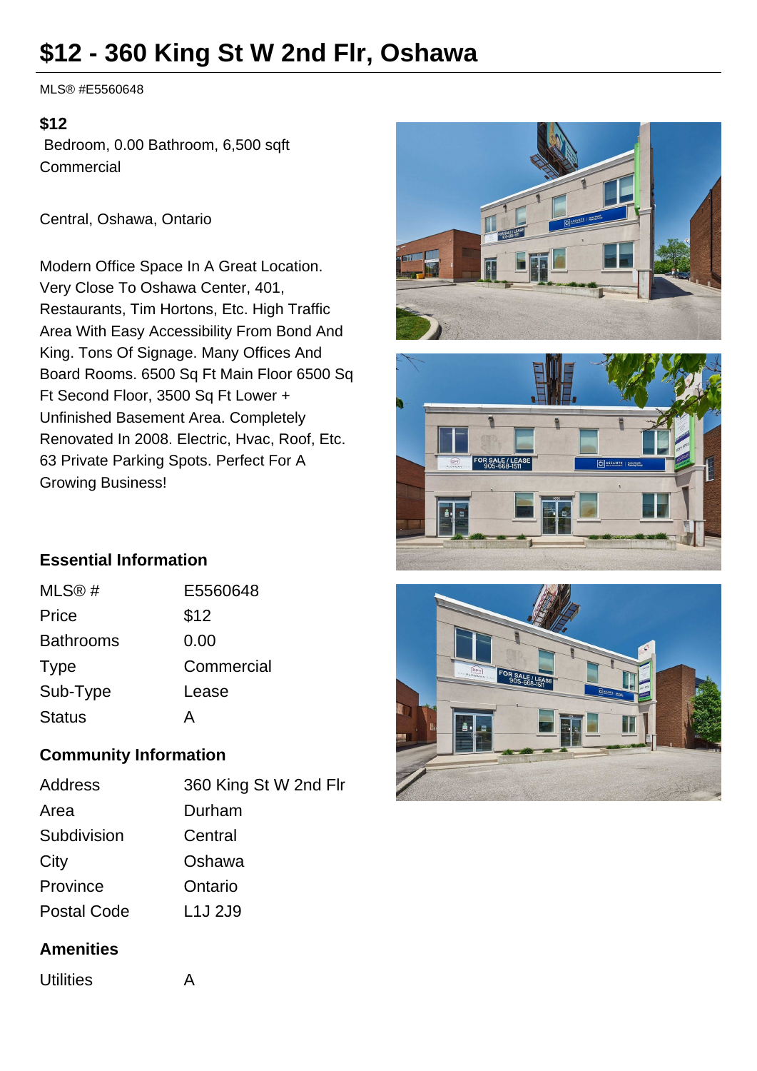# $12 - 360 King St W 2nd Flr, Oshawa

MLS® #E5560648

**$12**

Bedroom, 0.00 Bathroom, 6,500 sqft
Commercial

Central, Oshawa, Ontario

Modern Office Space In A Great Location. Very Close To Oshawa Center, 401, Restaurants, Tim Hortons, Etc. High Traffic Area With Easy Accessibility From Bond And King. Tons Of Signage. Many Offices And Board Rooms. 6500 Sq Ft Main Floor 6500 Sq Ft Second Floor, 3500 Sq Ft Lower + Unfinished Basement Area. Completely Renovated In 2008. Electric, Hvac, Roof, Etc. 63 Private Parking Spots. Perfect For A Growing Business!

## Essential Information

| | |
|---|---|
| MLS® # | E5560648 |
| Price | $12 |
| Bathrooms | 0.00 |
| Type | Commercial |
| Sub-Type | Lease |
| Status | A |

## Community Information

| | |
|---|---|
| Address | 360 King St W 2nd Flr |
| Area | Durham |
| Subdivision | Central |
| City | Oshawa |
| Province | Ontario |
| Postal Code | L1J 2J9 |

## Amenities

| | |
|---|---|
| Utilities | A |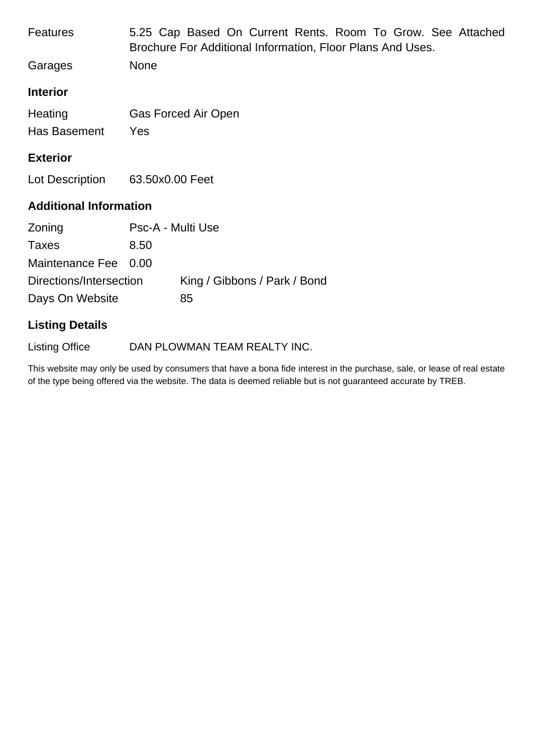Features 5.25 Cap Based On Current Rents. Room To Grow. See Attached Brochure For Additional Information, Floor Plans And Uses.

Garages None

### Interior

Heating Gas Forced Air Open

Has Basement Yes

### Exterior

Lot Description 63.50x0.00 Feet

### Additional Information

Zoning Psc-A - Multi Use

Taxes 8.50

Maintenance Fee 0.00

Directions/Intersection King / Gibbons / Park / Bond

Days On Website 85

### Listing Details

Listing Office DAN PLOWMAN TEAM REALTY INC.

This website may only be used by consumers that have a bona fide interest in the purchase, sale, or lease of real estate of the type being offered via the website. The data is deemed reliable but is not guaranteed accurate by TREB.